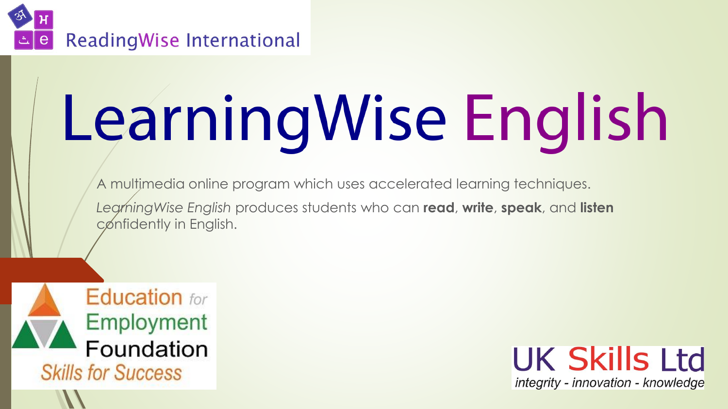ReadingWise International

# LearningWise English

A multimedia online program which uses accelerated learning techniques.

*LearningWise English* produces students who can **read**, **write**, **speak**, and **listen** confidently in English.

Education for Employment Foundation
*Skills for Success*

UK Skills Ltd
*integrity - innovation - knowledge*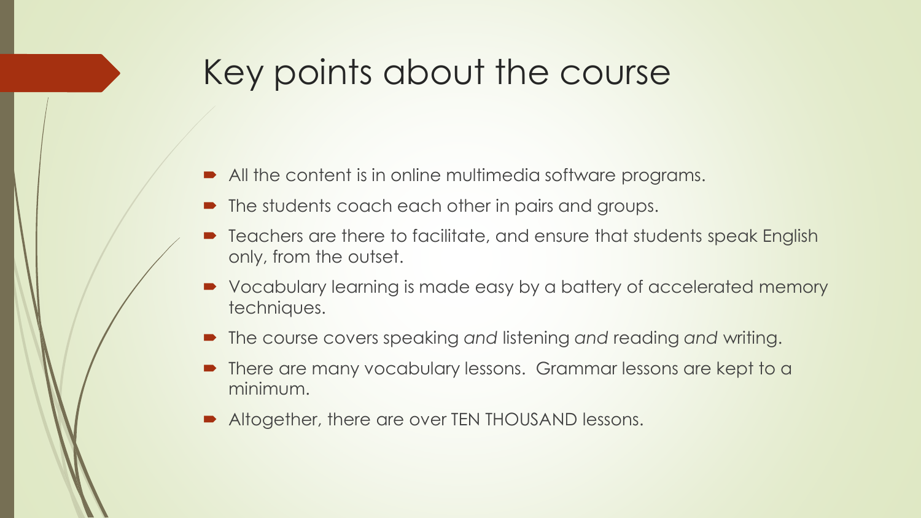# Key points about the course

- All the content is in online multimedia software programs.
- The students coach each other in pairs and groups.
- Teachers are there to facilitate, and ensure that students speak English only, from the outset.
- Vocabulary learning is made easy by a battery of accelerated memory techniques.
- The course covers speaking *and* listening *and* reading *and* writing.
- There are many vocabulary lessons. Grammar lessons are kept to a minimum.
- Altogether, there are over TEN THOUSAND lessons.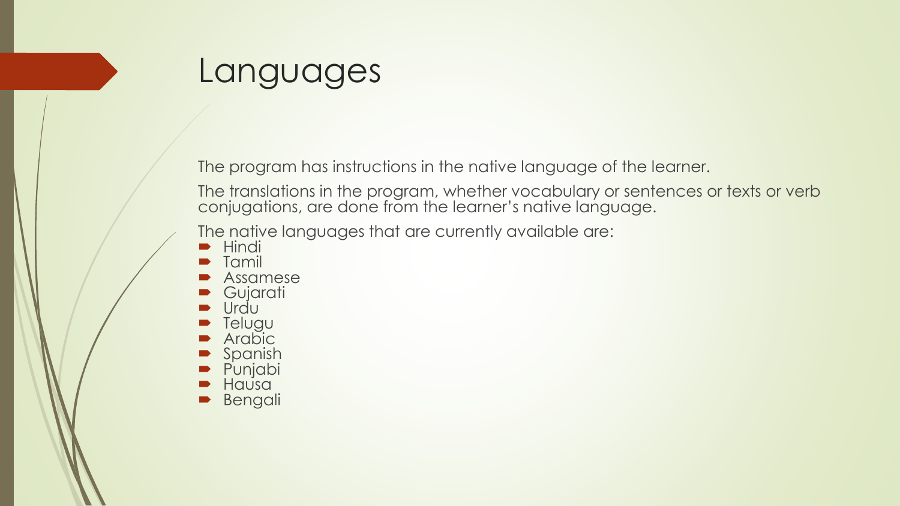# Languages

The program has instructions in the native language of the learner.

The translations in the program, whether vocabulary or sentences or texts or verb conjugations, are done from the learner's native language.

The native languages that are currently available are:

- Hindi
- Tamil
- Assamese
- Gujarati
- Urdu
- Telugu
- Arabic
- Spanish
- Punjabi
- Hausa
- Bengali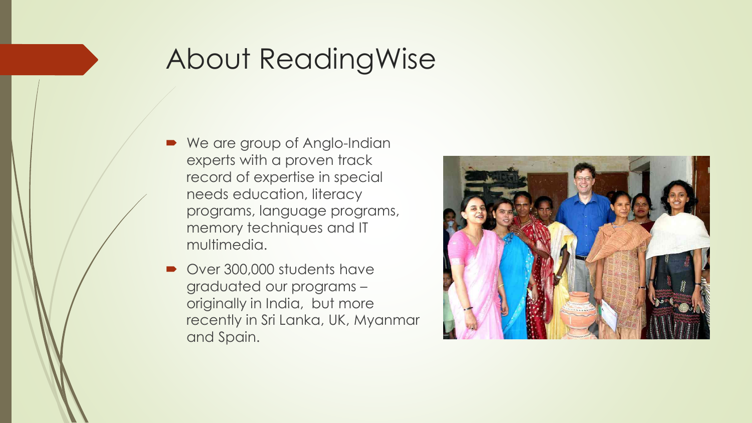# About ReadingWise

- We are group of Anglo-Indian experts with a proven track record of expertise in special needs education, literacy programs, language programs, memory techniques and IT multimedia.
- Over 300,000 students have graduated our programs – originally in India, but more recently in Sri Lanka, UK, Myanmar and Spain.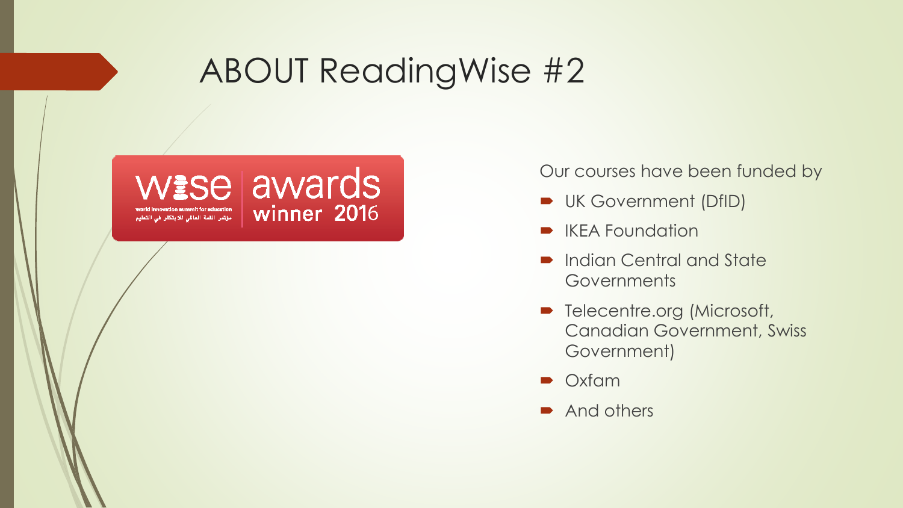# ABOUT ReadingWise #2

wise awards winner 2016

world innovation summit for education

مؤتمر القمة العالمي للابتكار في التعليم

Our courses have been funded by

- UK Government (DfID)
- IKEA Foundation
- Indian Central and State Governments
- Telecentre.org (Microsoft, Canadian Government, Swiss Government)
- Oxfam
- And others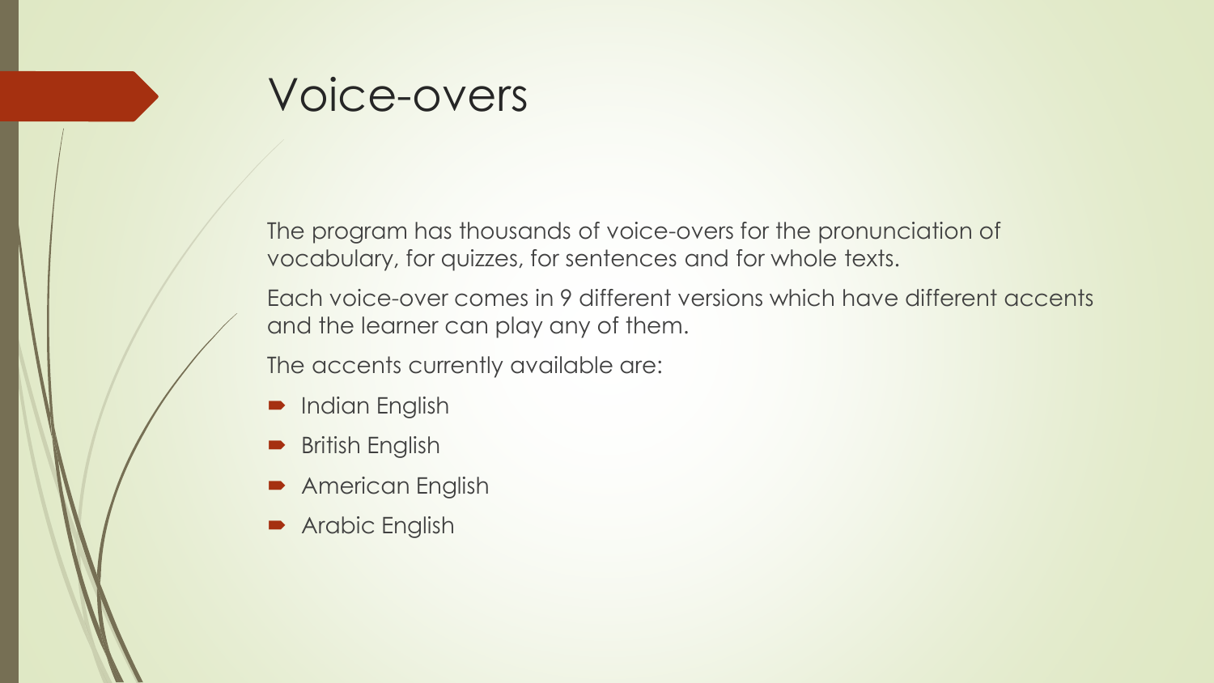# Voice-overs

The program has thousands of voice-overs for the pronunciation of vocabulary, for quizzes, for sentences and for whole texts.

Each voice-over comes in 9 different versions which have different accents and the learner can play any of them.

The accents currently available are:

- Indian English
- British English
- American English
- Arabic English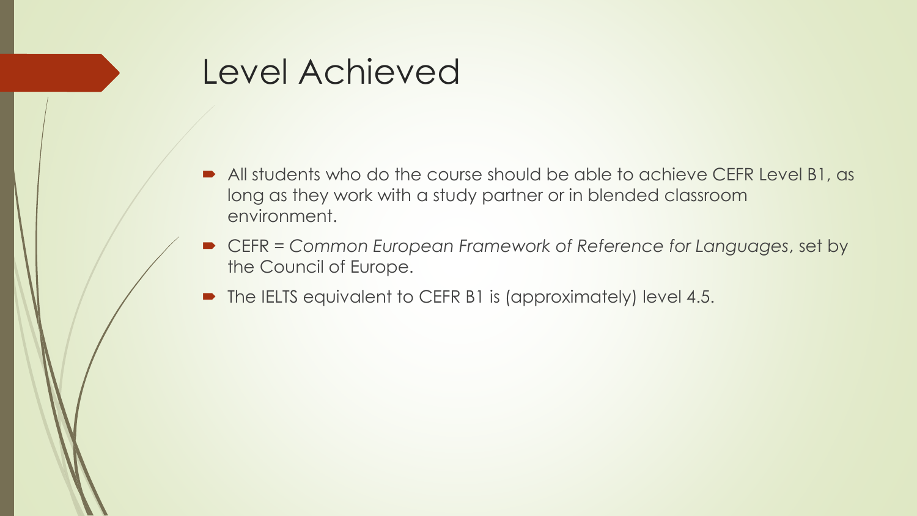# Level Achieved

- All students who do the course should be able to achieve CEFR Level B1, as long as they work with a study partner or in blended classroom environment.
- CEFR = *Common European Framework of Reference for Languages*, set by the Council of Europe.
- The IELTS equivalent to CEFR B1 is (approximately) level 4.5.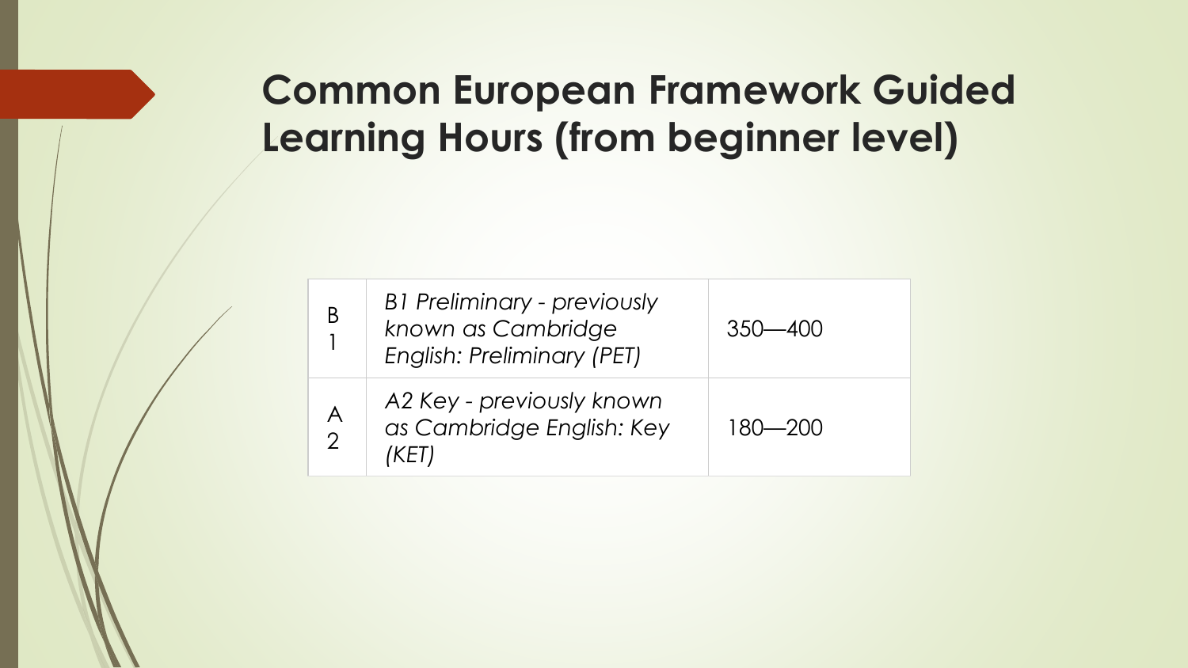# Common European Framework Guided Learning Hours (from beginner level)

| | | |
|---|---|---|
| B1 | *B1 Preliminary - previously known as Cambridge English: Preliminary (PET)* | 350—400 |
| A2 | *A2 Key - previously known as Cambridge English: Key (KET)* | 180—200 |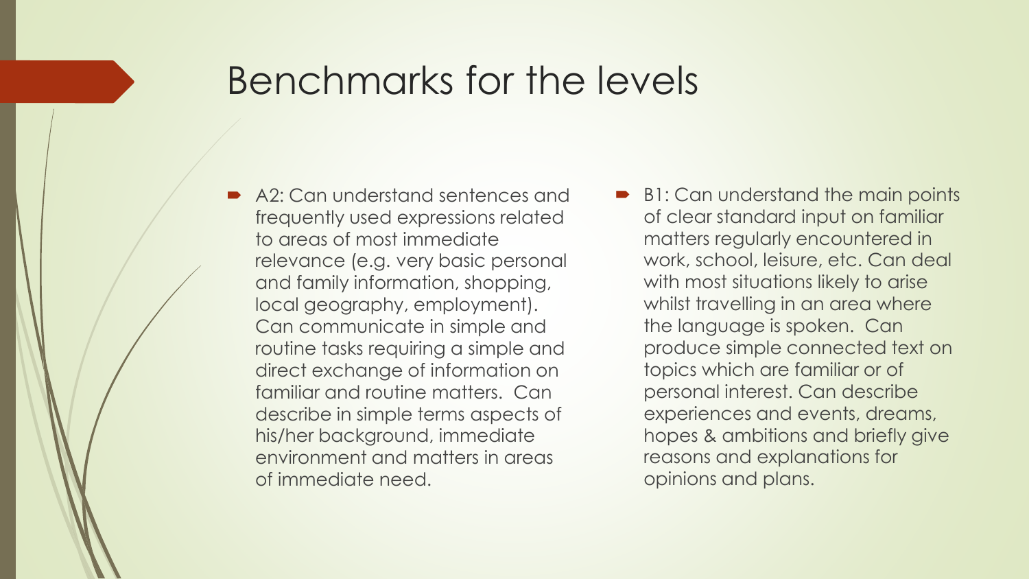# Benchmarks for the levels

- A2: Can understand sentences and frequently used expressions related to areas of most immediate relevance (e.g. very basic personal and family information, shopping, local geography, employment). Can communicate in simple and routine tasks requiring a simple and direct exchange of information on familiar and routine matters. Can describe in simple terms aspects of his/her background, immediate environment and matters in areas of immediate need.

- B1: Can understand the main points of clear standard input on familiar matters regularly encountered in work, school, leisure, etc. Can deal with most situations likely to arise whilst travelling in an area where the language is spoken. Can produce simple connected text on topics which are familiar or of personal interest. Can describe experiences and events, dreams, hopes & ambitions and briefly give reasons and explanations for opinions and plans.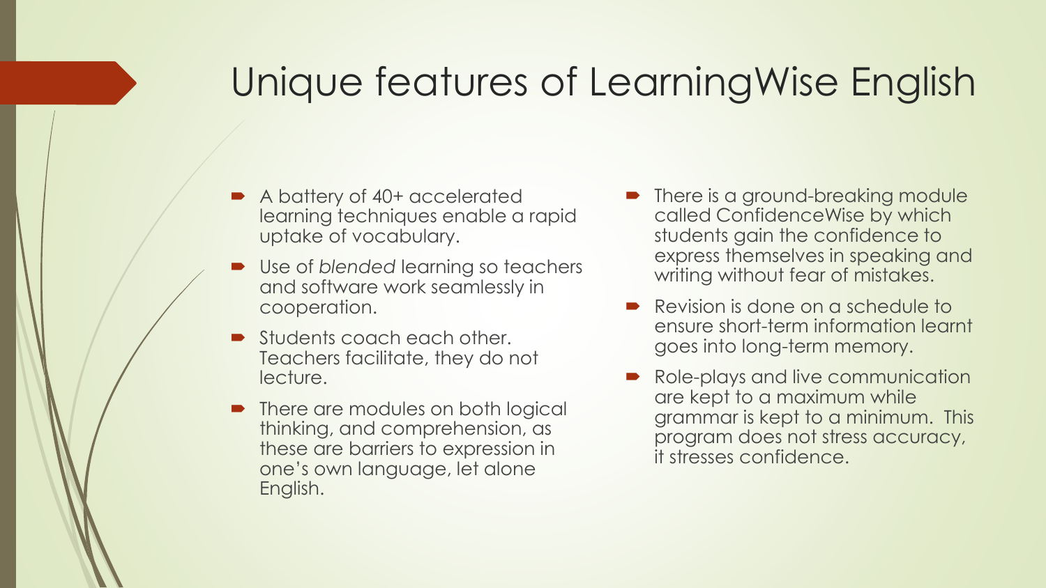# Unique features of LearningWise English

- A battery of 40+ accelerated learning techniques enable a rapid uptake of vocabulary.
- Use of *blended* learning so teachers and software work seamlessly in cooperation.
- Students coach each other. Teachers facilitate, they do not lecture.
- There are modules on both logical thinking, and comprehension, as these are barriers to expression in one's own language, let alone English.
- There is a ground-breaking module called ConfidenceWise by which students gain the confidence to express themselves in speaking and writing without fear of mistakes.
- Revision is done on a schedule to ensure short-term information learnt goes into long-term memory.
- Role-plays and live communication are kept to a maximum while grammar is kept to a minimum. This program does not stress accuracy, it stresses confidence.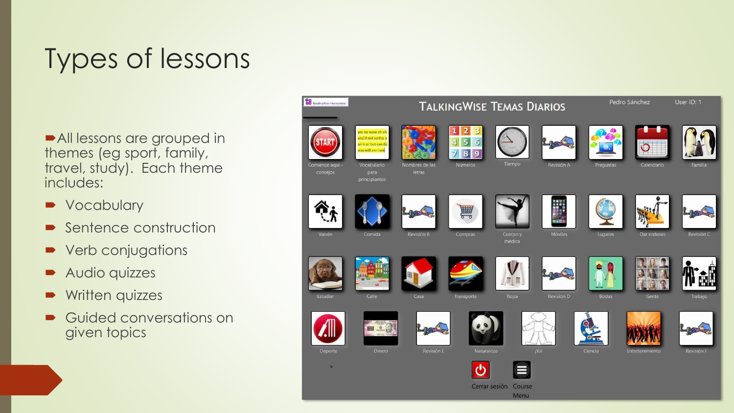# Types of lessons

- All lessons are grouped in themes (eg sport, family, travel, study). Each theme includes:
  - Vocabulary
  - Sentence construction
  - Verb conjugations
  - Audio quizzes
  - Written quizzes
  - Guided conversations on given topics

TALKINGWISE TEMAS DIARIOS

Pedro Sánchez

User ID: 1

Comience aquí - consejos

Vocabulario para principiantes

Nombres de las letras

Números

Tiempo

Revisión A

Preguntas

Calendario

Familia

Vaivén

Comida

Revisión B

Compras

Cuerpo y médica

Móviles

Lugares

Dar órdenes

Revisión C

Estudiar

Calle

Casa

Transporte

Ropa

Revisión D

Bodas

Gente

Trabajo

Deporte

Dinero

Revisión E

Naturaleza

¡Yo!

Ciencia

Entretenimiento

Revisión F

Cerrar sesión

Course Menu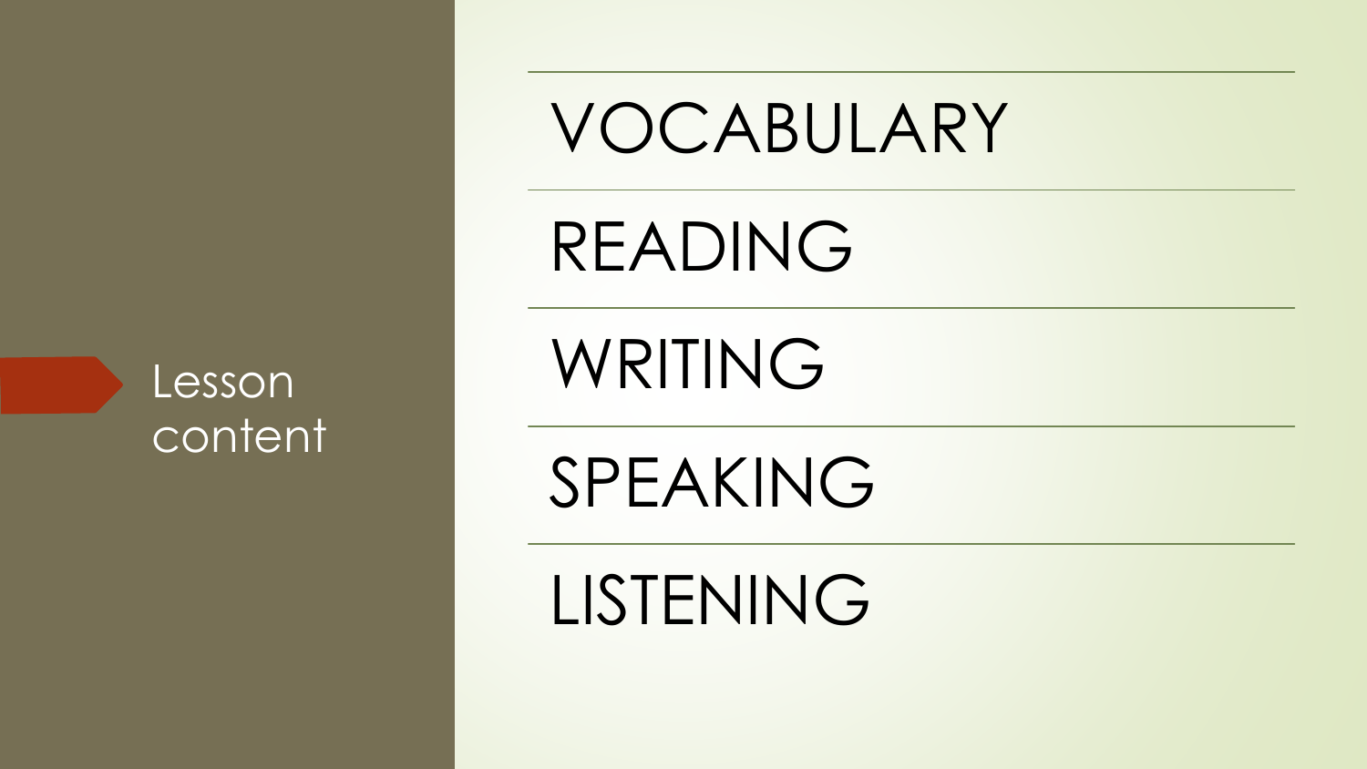## Lesson content

- VOCABULARY
- READING
- WRITING
- SPEAKING
- LISTENING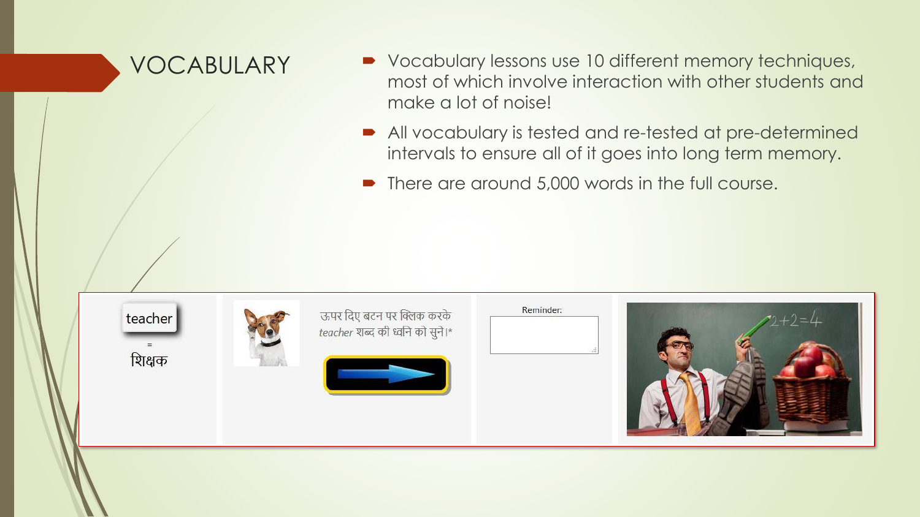# VOCABULARY

- Vocabulary lessons use 10 different memory techniques, most of which involve interaction with other students and make a lot of noise!
- All vocabulary is tested and re-tested at pre-determined intervals to ensure all of it goes into long term memory.
- There are around 5,000 words in the full course.

teacher
=
शिक्षक

ऊपर दिए बटन पर क्लिक करके *teacher* शब्द की ध्वनि को सुने।*

Reminder: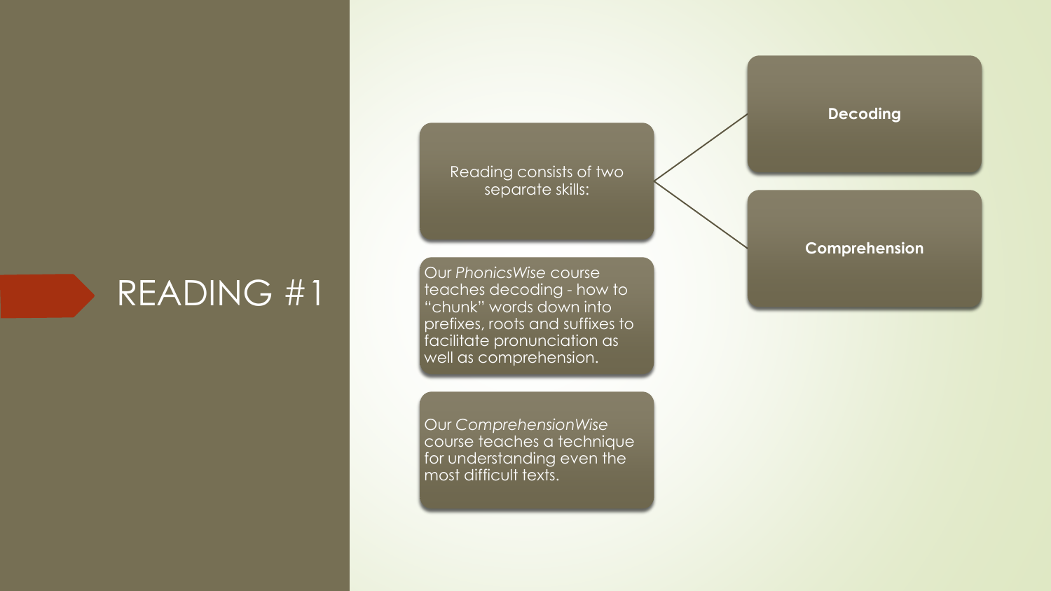# READING #1

Reading consists of two separate skills:

- **Decoding**
- **Comprehension**

Our *PhonicsWise* course teaches decoding - how to "chunk" words down into prefixes, roots and suffixes to facilitate pronunciation as well as comprehension.

Our *ComprehensionWise* course teaches a technique for understanding even the most difficult texts.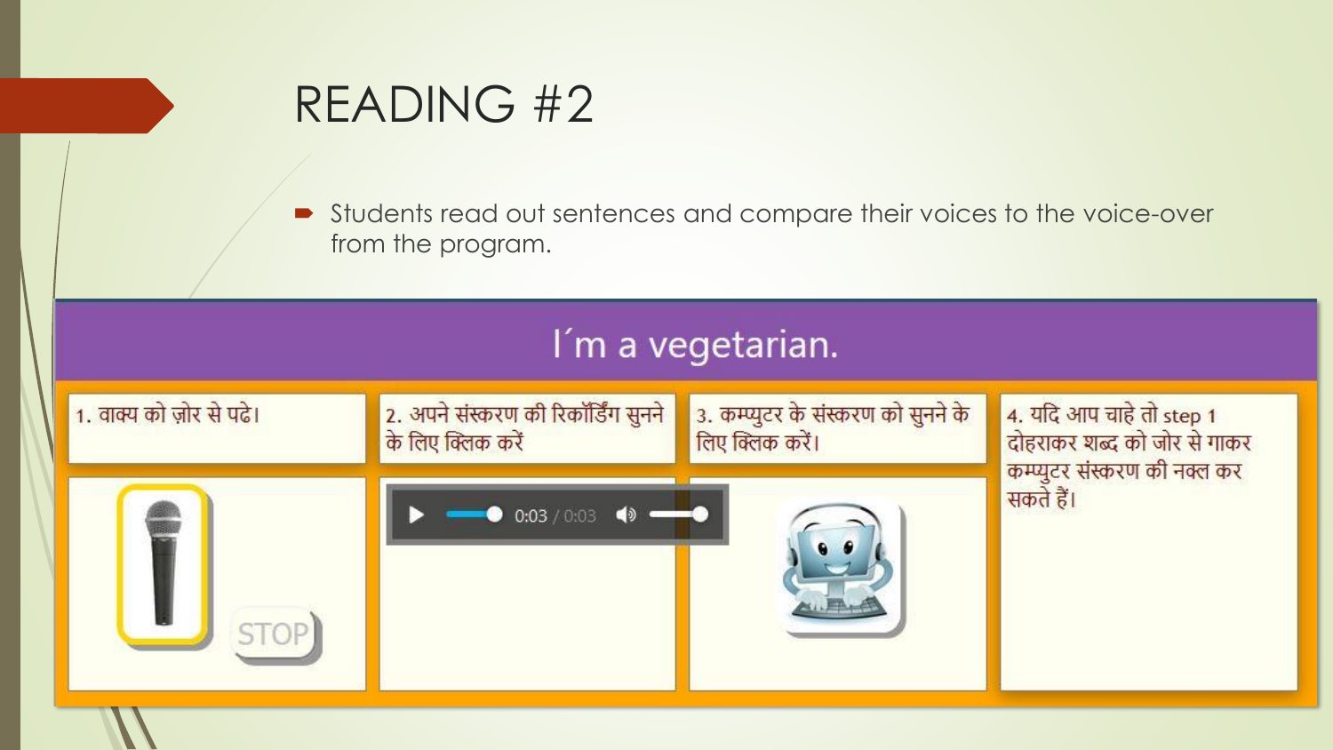# READING #2

- Students read out sentences and compare their voices to the voice-over from the program.

I´m a vegetarian.

| | | | |
|---|---|---|---|
| 1. वाक्य को ज़ोर से पढे। | 2. अपने संस्करण की रिकॉर्डिंग सुनने के लिए क्लिक करें | 3. कम्प्युटर के संस्करण को सुनने के लिए क्लिक करें। | 4. यदि आप चाहे तो step 1 दोहराकर शब्द को जोर से गाकर कम्प्युटर संस्करण की नक्ल कर सकते हैं। |
| STOP | 0:03 / 0:03 | | |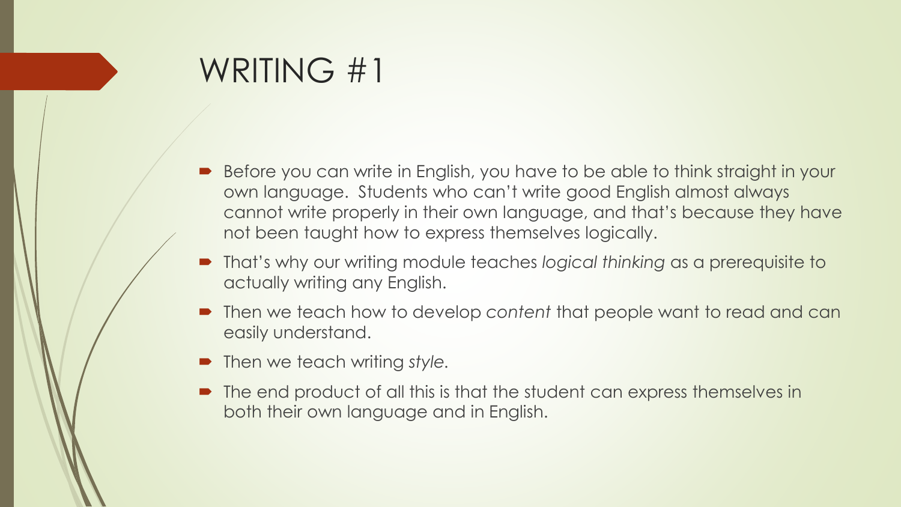# WRITING #1

- Before you can write in English, you have to be able to think straight in your own language. Students who can't write good English almost always cannot write properly in their own language, and that's because they have not been taught how to express themselves logically.
- That's why our writing module teaches *logical thinking* as a prerequisite to actually writing any English.
- Then we teach how to develop *content* that people want to read and can easily understand.
- Then we teach writing *style*.
- The end product of all this is that the student can express themselves in both their own language and in English.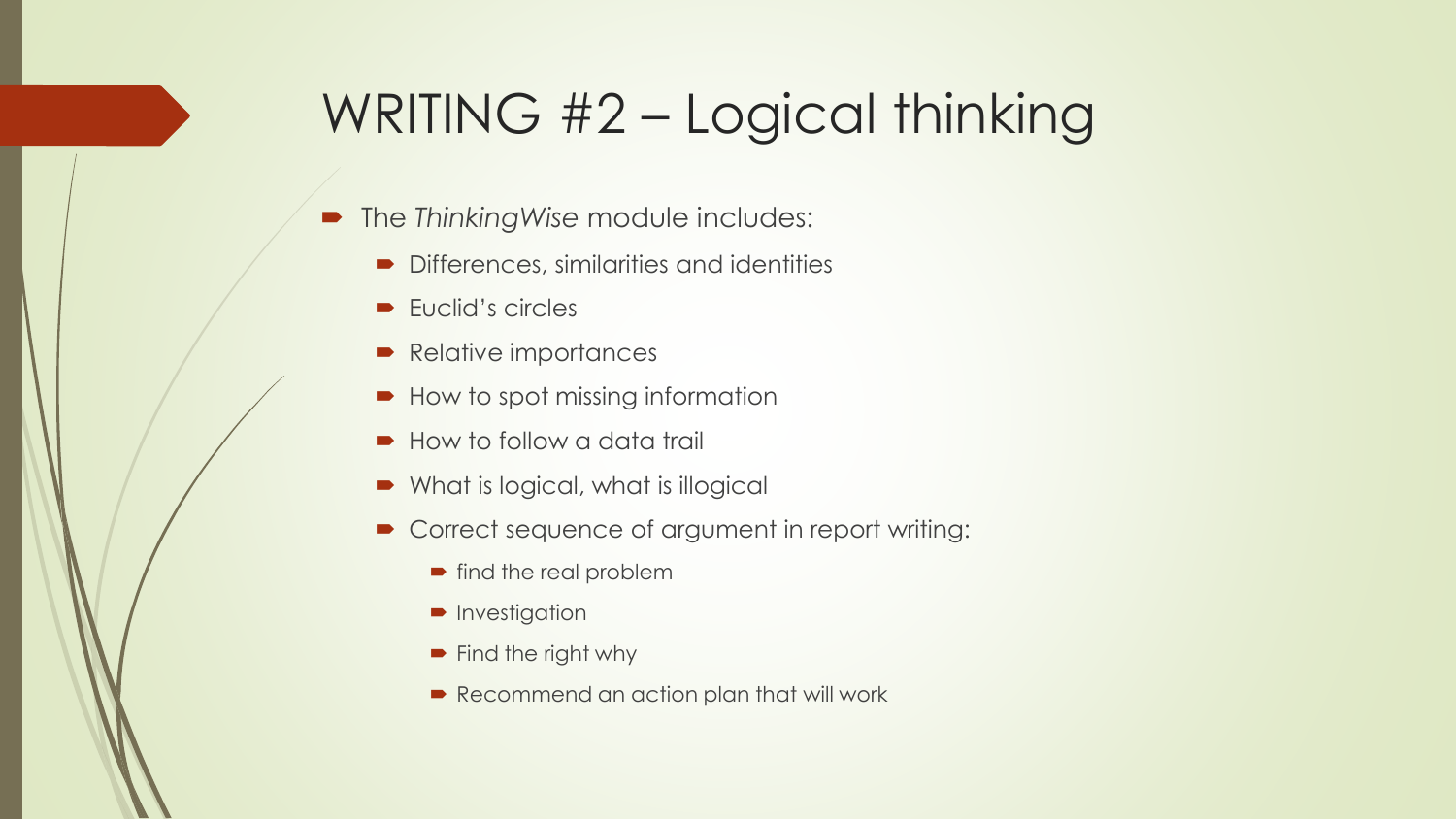# WRITING #2 – Logical thinking

- The *ThinkingWise* module includes:
  - Differences, similarities and identities
  - Euclid's circles
  - Relative importances
  - How to spot missing information
  - How to follow a data trail
  - What is logical, what is illogical
  - Correct sequence of argument in report writing:
    - find the real problem
    - Investigation
    - Find the right why
    - Recommend an action plan that will work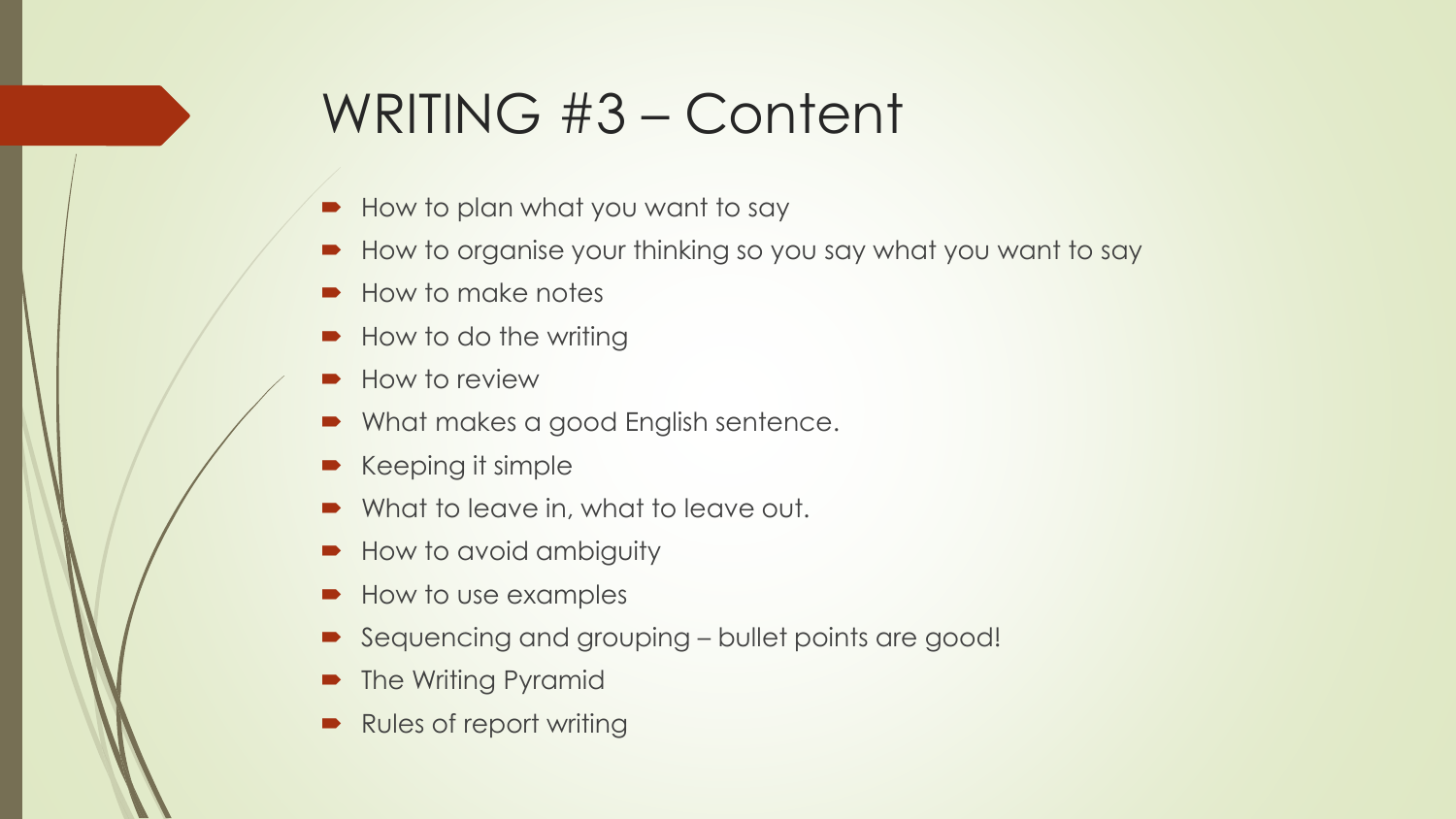# WRITING #3 – Content

- How to plan what you want to say
- How to organise your thinking so you say what you want to say
- How to make notes
- How to do the writing
- How to review
- What makes a good English sentence.
- Keeping it simple
- What to leave in, what to leave out.
- How to avoid ambiguity
- How to use examples
- Sequencing and grouping – bullet points are good!
- The Writing Pyramid
- Rules of report writing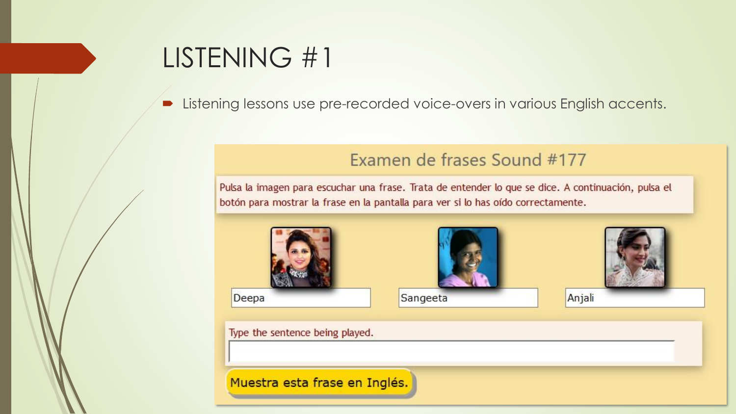# LISTENING #1

- Listening lessons use pre-recorded voice-overs in various English accents.

Examen de frases Sound #177

Pulsa la imagen para escuchar una frase. Trata de entender lo que se dice. A continuación, pulsa el botón para mostrar la frase en la pantalla para ver si lo has oído correctamente.

Deepa

Sangeeta

Anjali

Type the sentence being played.

Muestra esta frase en Inglés.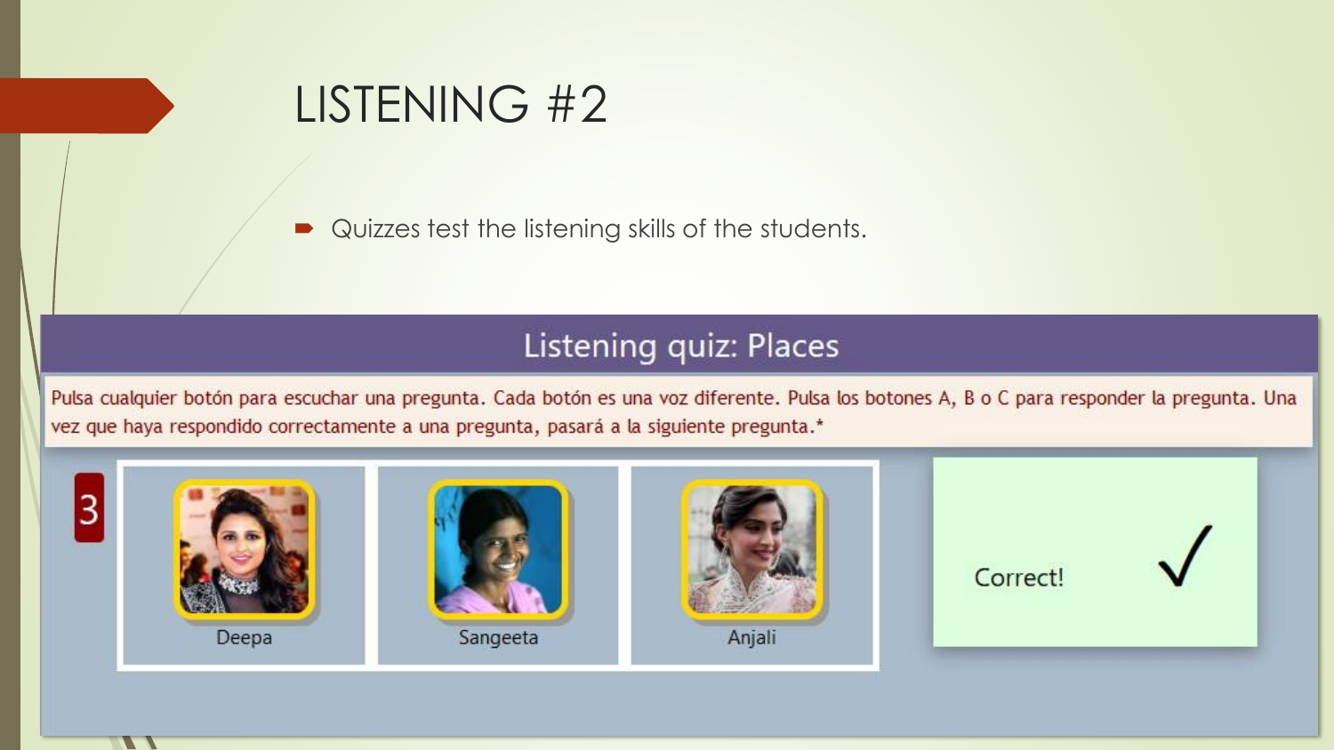# LISTENING #2

- Quizzes test the listening skills of the students.

## Listening quiz: Places

Pulsa cualquier botón para escuchar una pregunta. Cada botón es una voz diferente. Pulsa los botones A, B o C para responder la pregunta. Una vez que haya respondido correctamente a una pregunta, pasará a la siguiente pregunta.*

3

Deepa

Sangeeta

Anjali

Correct! ✓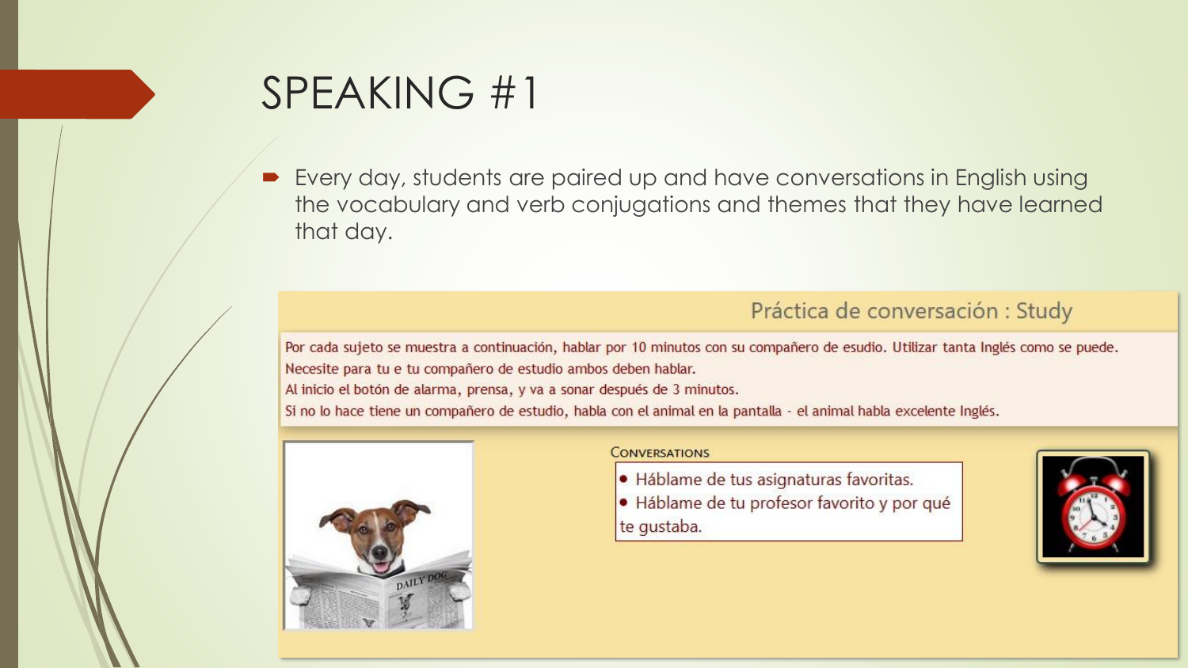# SPEAKING #1

- Every day, students are paired up and have conversations in English using the vocabulary and verb conjugations and themes that they have learned that day.

Práctica de conversación : Study

Por cada sujeto se muestra a continuación, hablar por 10 minutos con su compañero de esudio. Utilizar tanta Inglés como se puede.

Necesite para tu e tu compañero de estudio ambos deben hablar.

Al inicio el botón de alarma, prensa, y va a sonar después de 3 minutos.

Si no lo hace tiene un compañero de estudio, habla con el animal en la pantalla - el animal habla excelente Inglés.

CONVERSATIONS

- Háblame de tus asignaturas favoritas.
- Háblame de tu profesor favorito y por qué te gustaba.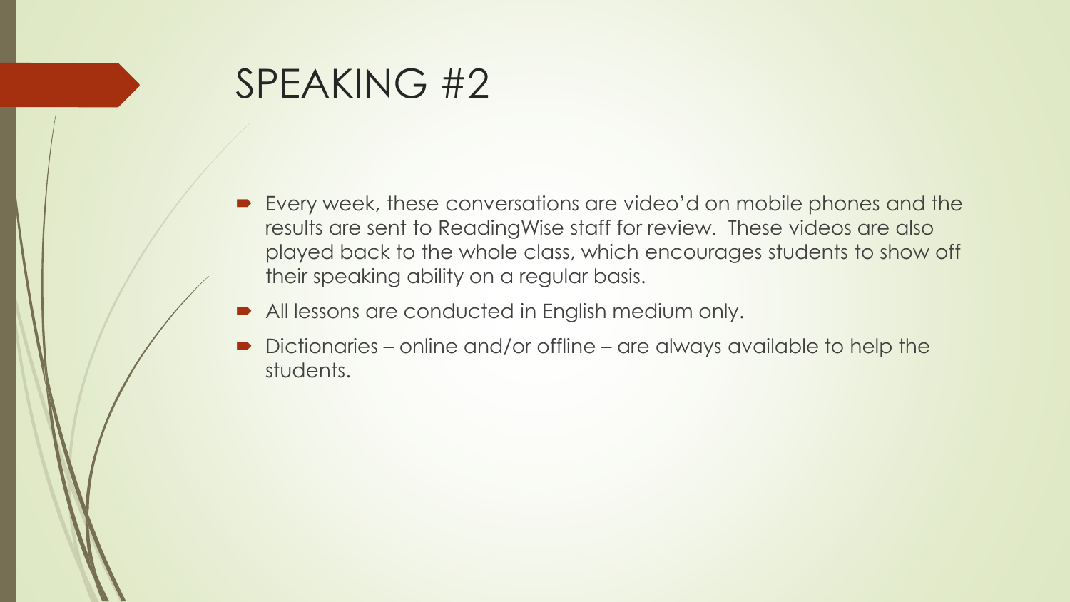# SPEAKING #2

- Every week, these conversations are video'd on mobile phones and the results are sent to ReadingWise staff for review. These videos are also played back to the whole class, which encourages students to show off their speaking ability on a regular basis.
- All lessons are conducted in English medium only.
- Dictionaries – online and/or offline – are always available to help the students.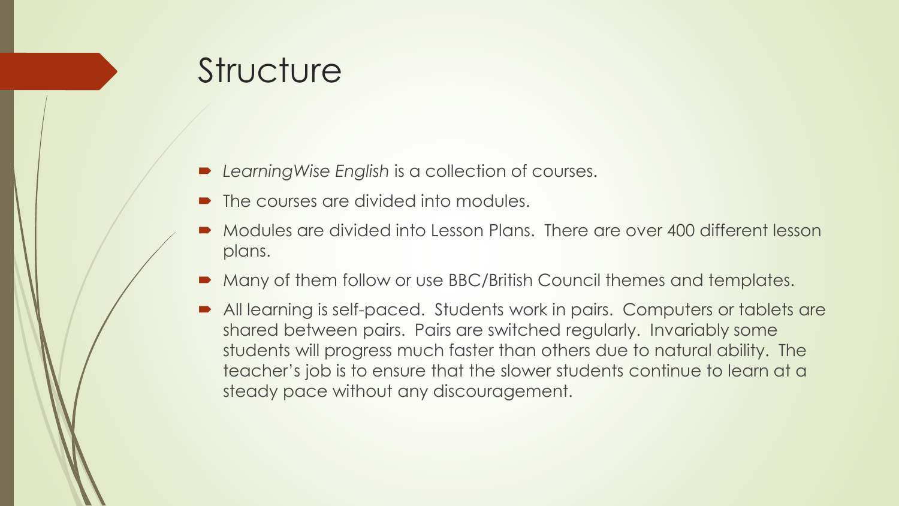# Structure

- *LearningWise English* is a collection of courses.
- The courses are divided into modules.
- Modules are divided into Lesson Plans. There are over 400 different lesson plans.
- Many of them follow or use BBC/British Council themes and templates.
- All learning is self-paced. Students work in pairs. Computers or tablets are shared between pairs. Pairs are switched regularly. Invariably some students will progress much faster than others due to natural ability. The teacher's job is to ensure that the slower students continue to learn at a steady pace without any discouragement.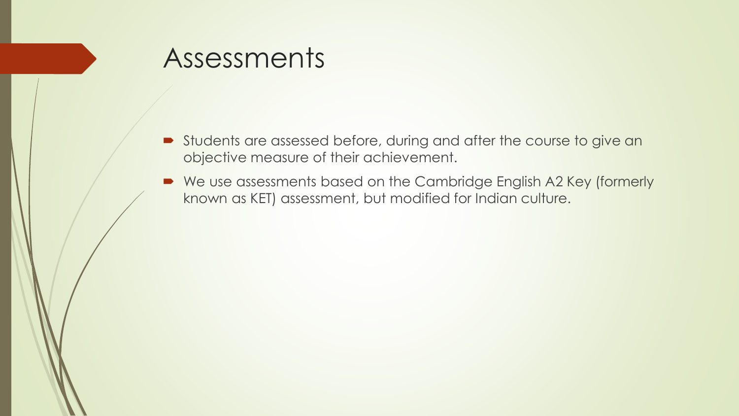# Assessments

- Students are assessed before, during and after the course to give an objective measure of their achievement.
- We use assessments based on the Cambridge English A2 Key (formerly known as KET) assessment, but modified for Indian culture.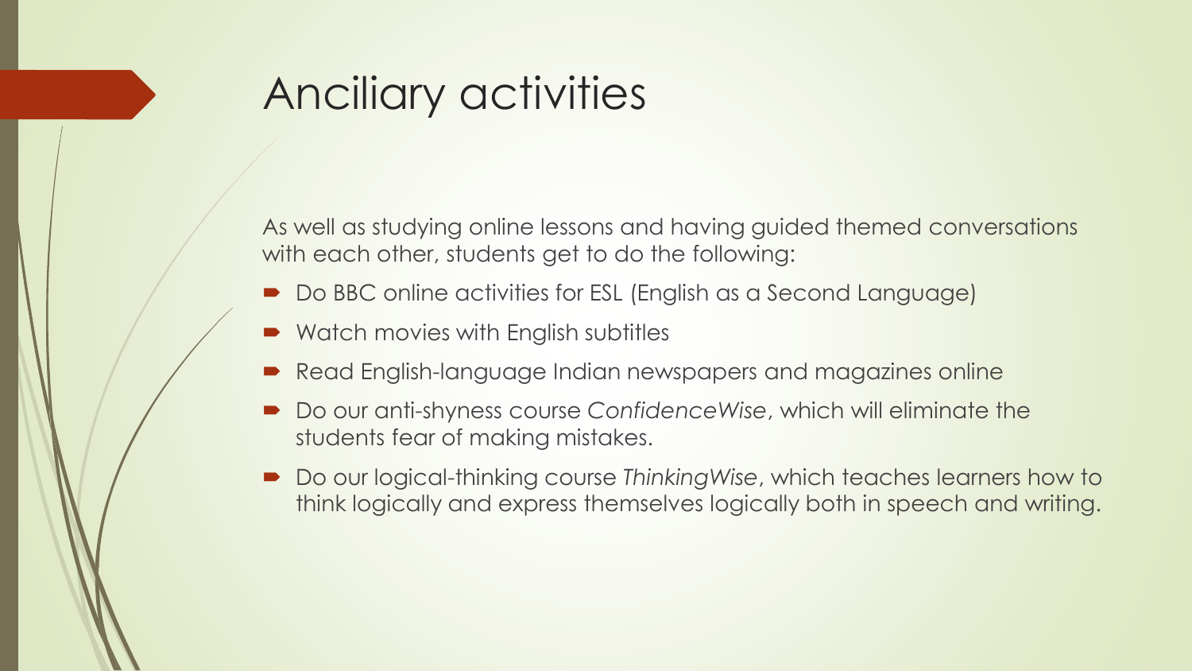# Anciliary activities

As well as studying online lessons and having guided themed conversations with each other, students get to do the following:

- Do BBC online activities for ESL (English as a Second Language)
- Watch movies with English subtitles
- Read English-language Indian newspapers and magazines online
- Do our anti-shyness course *ConfidenceWise*, which will eliminate the students fear of making mistakes.
- Do our logical-thinking course *ThinkingWise*, which teaches learners how to think logically and express themselves logically both in speech and writing.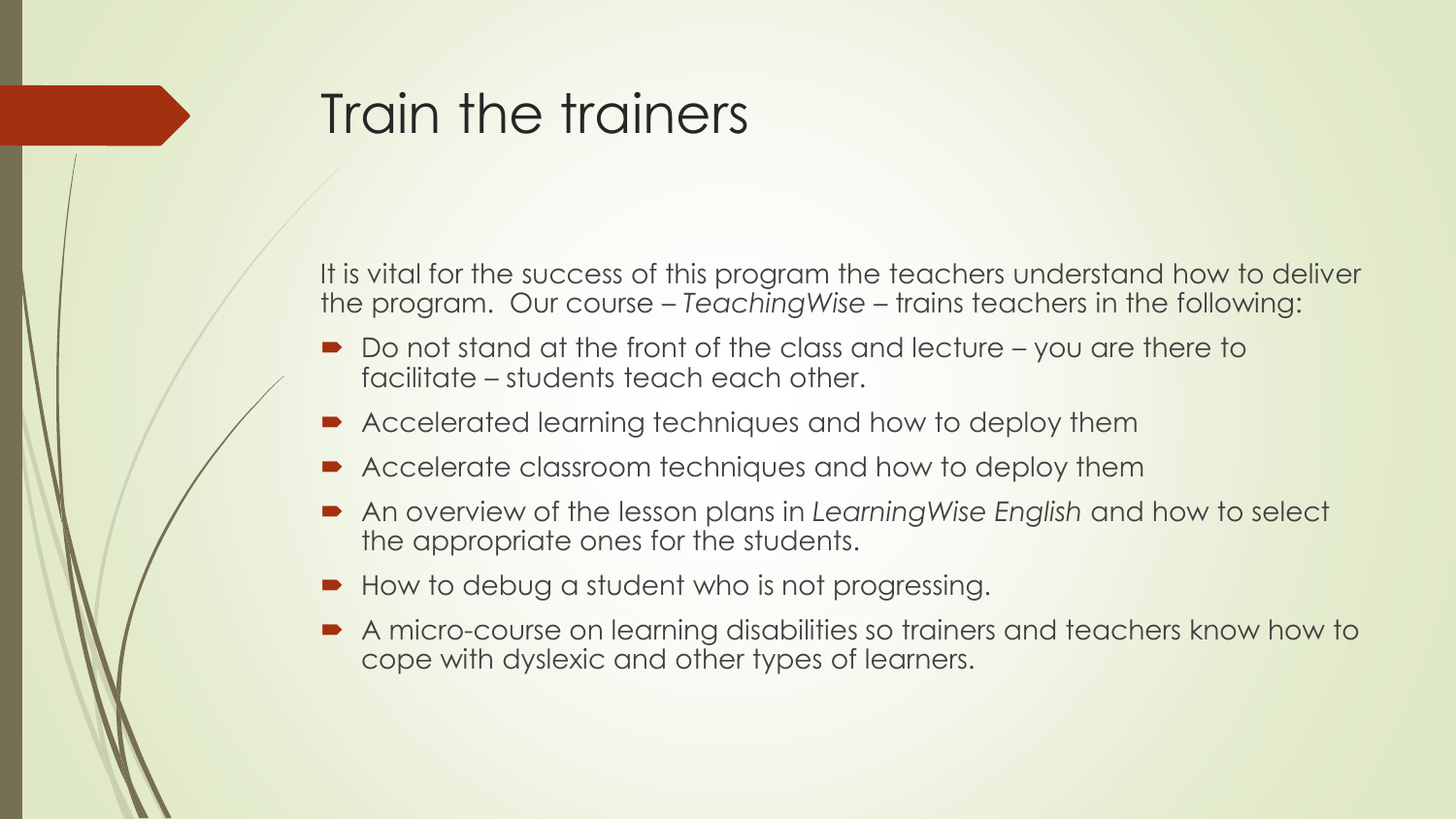# Train the trainers

It is vital for the success of this program the teachers understand how to deliver the program. Our course – *TeachingWise* – trains teachers in the following:

- Do not stand at the front of the class and lecture – you are there to facilitate – students teach each other.
- Accelerated learning techniques and how to deploy them
- Accelerate classroom techniques and how to deploy them
- An overview of the lesson plans in *LearningWise English* and how to select the appropriate ones for the students.
- How to debug a student who is not progressing.
- A micro-course on learning disabilities so trainers and teachers know how to cope with dyslexic and other types of learners.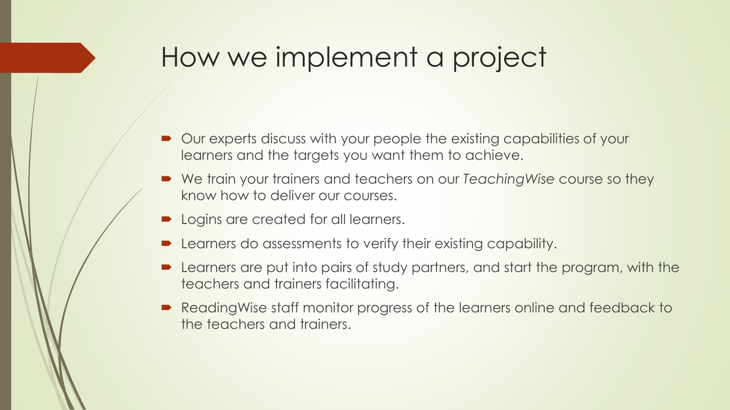# How we implement a project

- Our experts discuss with your people the existing capabilities of your learners and the targets you want them to achieve.
- We train your trainers and teachers on our *TeachingWise* course so they know how to deliver our courses.
- Logins are created for all learners.
- Learners do assessments to verify their existing capability.
- Learners are put into pairs of study partners, and start the program, with the teachers and trainers facilitating.
- ReadingWise staff monitor progress of the learners online and feedback to the teachers and trainers.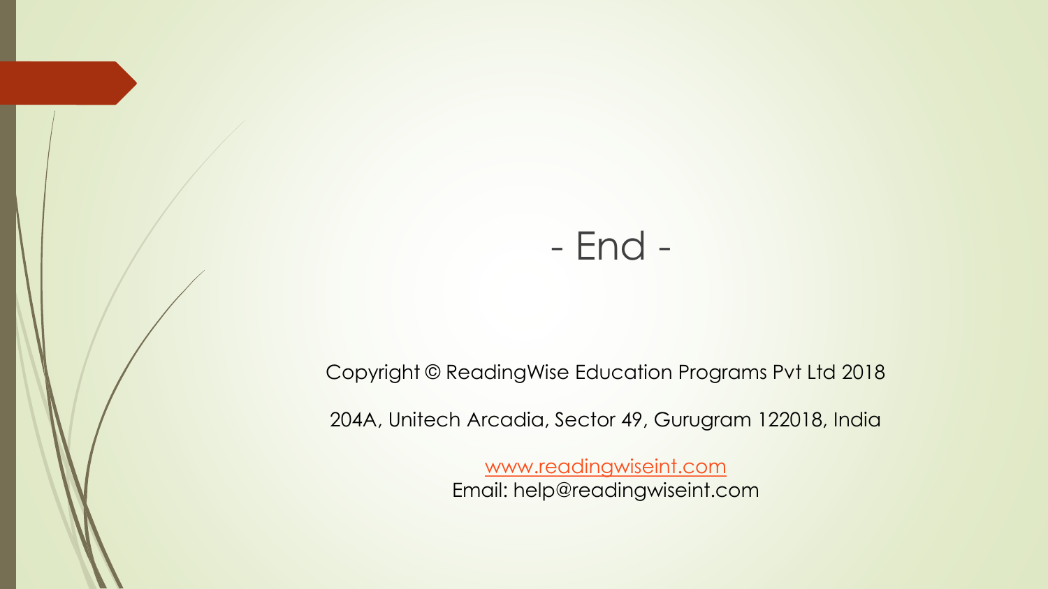# - End -

Copyright © ReadingWise Education Programs Pvt Ltd 2018

204A, Unitech Arcadia, Sector 49, Gurugram 122018, India

www.readingwiseint.com
Email: help@readingwiseint.com